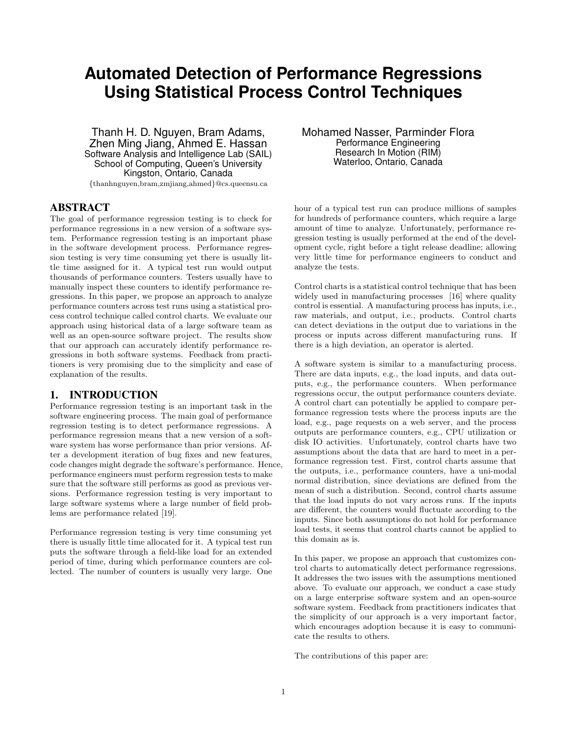# Automated Detection of Performance Regressions Using Statistical Process Control Techniques

Thanh H. D. Nguyen, Bram Adams, Zhen Ming Jiang, Ahmed E. Hassan
Software Analysis and Intelligence Lab (SAIL)
School of Computing, Queen's University
Kingston, Ontario, Canada
{thanhnguyen,bram,zmjiang,ahmed}@cs.queensu.ca

Mohamed Nasser, Parminder Flora
Performance Engineering
Research In Motion (RIM)
Waterloo, Ontario, Canada

## ABSTRACT

The goal of performance regression testing is to check for performance regressions in a new version of a software system. Performance regression testing is an important phase in the software development process. Performance regression testing is very time consuming yet there is usually little time assigned for it. A typical test run would output thousands of performance counters. Testers usually have to manually inspect these counters to identify performance regressions. In this paper, we propose an approach to analyze performance counters across test runs using a statistical process control technique called control charts. We evaluate our approach using historical data of a large software team as well as an open-source software project. The results show that our approach can accurately identify performance regressions in both software systems. Feedback from practitioners is very promising due to the simplicity and ease of explanation of the results.

## 1. INTRODUCTION

Performance regression testing is an important task in the software engineering process. The main goal of performance regression testing is to detect performance regressions. A performance regression means that a new version of a software system has worse performance than prior versions. After a development iteration of bug fixes and new features, code changes might degrade the software's performance. Hence, performance engineers must perform regression tests to make sure that the software still performs as good as previous versions. Performance regression testing is very important to large software systems where a large number of field problems are performance related [19].

Performance regression testing is very time consuming yet there is usually little time allocated for it. A typical test run puts the software through a field-like load for an extended period of time, during which performance counters are collected. The number of counters is usually very large. One hour of a typical test run can produce millions of samples for hundreds of performance counters, which require a large amount of time to analyze. Unfortunately, performance regression testing is usually performed at the end of the development cycle, right before a tight release deadline; allowing very little time for performance engineers to conduct and analyze the tests.

Control charts is a statistical control technique that has been widely used in manufacturing processes [16] where quality control is essential. A manufacturing process has inputs, i.e., raw materials, and output, i.e., products. Control charts can detect deviations in the output due to variations in the process or inputs across different manufacturing runs. If there is a high deviation, an operator is alerted.

A software system is similar to a manufacturing process. There are data inputs, e.g., the load inputs, and data outputs, e.g., the performance counters. When performance regressions occur, the output performance counters deviate. A control chart can potentially be applied to compare performance regression tests where the process inputs are the load, e.g., page requests on a web server, and the process outputs are performance counters, e.g., CPU utilization or disk IO activities. Unfortunately, control charts have two assumptions about the data that are hard to meet in a performance regression test. First, control charts assume that the outputs, i.e., performance counters, have a uni-modal normal distribution, since deviations are defined from the mean of such a distribution. Second, control charts assume that the load inputs do not vary across runs. If the inputs are different, the counters would fluctuate according to the inputs. Since both assumptions do not hold for performance load tests, it seems that control charts cannot be applied to this domain as is.

In this paper, we propose an approach that customizes control charts to automatically detect performance regressions. It addresses the two issues with the assumptions mentioned above. To evaluate our approach, we conduct a case study on a large enterprise software system and an open-source software system. Feedback from practitioners indicates that the simplicity of our approach is a very important factor, which encourages adoption because it is easy to communicate the results to others.

The contributions of this paper are: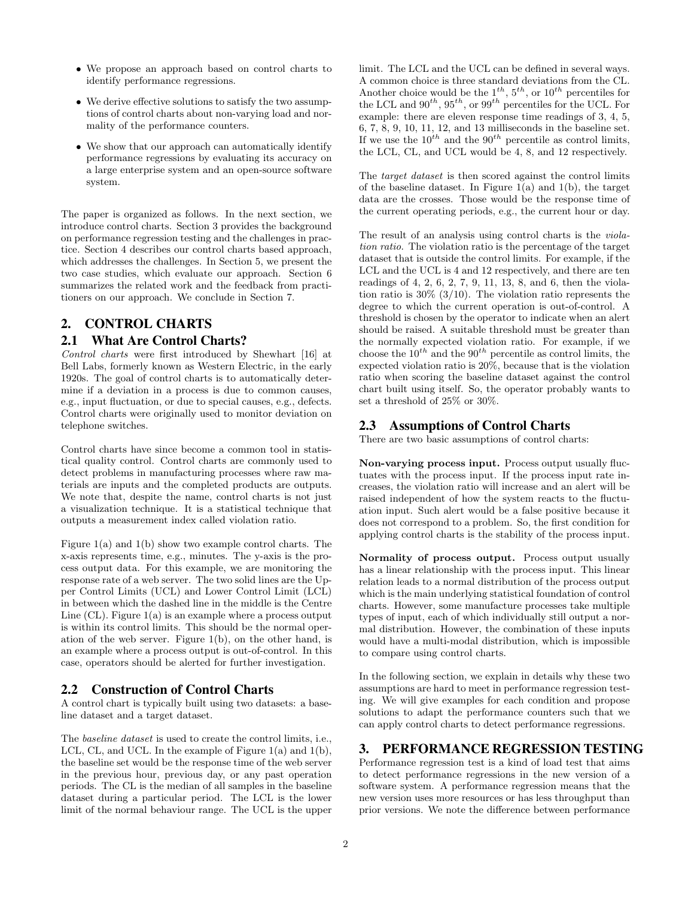- We propose an approach based on control charts to identify performance regressions.
- We derive effective solutions to satisfy the two assumptions of control charts about non-varying load and normality of the performance counters.
- We show that our approach can automatically identify performance regressions by evaluating its accuracy on a large enterprise system and an open-source software system.

The paper is organized as follows. In the next section, we introduce control charts. Section 3 provides the background on performance regression testing and the challenges in practice. Section 4 describes our control charts based approach, which addresses the challenges. In Section 5, we present the two case studies, which evaluate our approach. Section 6 summarizes the related work and the feedback from practitioners on our approach. We conclude in Section 7.

## 2. CONTROL CHARTS

### 2.1 What Are Control Charts?

*Control charts* were first introduced by Shewhart [16] at Bell Labs, formerly known as Western Electric, in the early 1920s. The goal of control charts is to automatically determine if a deviation in a process is due to common causes, e.g., input fluctuation, or due to special causes, e.g., defects. Control charts were originally used to monitor deviation on telephone switches.

Control charts have since become a common tool in statistical quality control. Control charts are commonly used to detect problems in manufacturing processes where raw materials are inputs and the completed products are outputs. We note that, despite the name, control charts is not just a visualization technique. It is a statistical technique that outputs a measurement index called violation ratio.

Figure 1(a) and 1(b) show two example control charts. The x-axis represents time, e.g., minutes. The y-axis is the process output data. For this example, we are monitoring the response rate of a web server. The two solid lines are the Upper Control Limits (UCL) and Lower Control Limit (LCL) in between which the dashed line in the middle is the Centre Line (CL). Figure 1(a) is an example where a process output is within its control limits. This should be the normal operation of the web server. Figure 1(b), on the other hand, is an example where a process output is out-of-control. In this case, operators should be alerted for further investigation.

### 2.2 Construction of Control Charts

A control chart is typically built using two datasets: a baseline dataset and a target dataset.

The *baseline dataset* is used to create the control limits, i.e., LCL, CL, and UCL. In the example of Figure 1(a) and 1(b), the baseline set would be the response time of the web server in the previous hour, previous day, or any past operation periods. The CL is the median of all samples in the baseline dataset during a particular period. The LCL is the lower limit of the normal behaviour range. The UCL is the upper limit. The LCL and the UCL can be defined in several ways. A common choice is three standard deviations from the CL. Another choice would be the $1^{th}$, $5^{th}$, or $10^{th}$ percentiles for the LCL and $90^{th}$, $95^{th}$, or $99^{th}$ percentiles for the UCL. For example: there are eleven response time readings of 3, 4, 5, 6, 7, 8, 9, 10, 11, 12, and 13 milliseconds in the baseline set. If we use the $10^{th}$ and the $90^{th}$ percentile as control limits, the LCL, CL, and UCL would be 4, 8, and 12 respectively.

The *target dataset* is then scored against the control limits of the baseline dataset. In Figure 1(a) and 1(b), the target data are the crosses. Those would be the response time of the current operating periods, e.g., the current hour or day.

The result of an analysis using control charts is the *violation ratio*. The violation ratio is the percentage of the target dataset that is outside the control limits. For example, if the LCL and the UCL is 4 and 12 respectively, and there are ten readings of 4, 2, 6, 2, 7, 9, 11, 13, 8, and 6, then the violation ratio is 30% (3/10). The violation ratio represents the degree to which the current operation is out-of-control. A threshold is chosen by the operator to indicate when an alert should be raised. A suitable threshold must be greater than the normally expected violation ratio. For example, if we choose the $10^{th}$ and the $90^{th}$ percentile as control limits, the expected violation ratio is 20%, because that is the violation ratio when scoring the baseline dataset against the control chart built using itself. So, the operator probably wants to set a threshold of 25% or 30%.

### 2.3 Assumptions of Control Charts

There are two basic assumptions of control charts:

**Non-varying process input.** Process output usually fluctuates with the process input. If the process input rate increases, the violation ratio will increase and an alert will be raised independent of how the system reacts to the fluctuation input. Such alert would be a false positive because it does not correspond to a problem. So, the first condition for applying control charts is the stability of the process input.

**Normality of process output.** Process output usually has a linear relationship with the process input. This linear relation leads to a normal distribution of the process output which is the main underlying statistical foundation of control charts. However, some manufacture processes take multiple types of input, each of which individually still output a normal distribution. However, the combination of these inputs would have a multi-modal distribution, which is impossible to compare using control charts.

In the following section, we explain in details why these two assumptions are hard to meet in performance regression testing. We will give examples for each condition and propose solutions to adapt the performance counters such that we can apply control charts to detect performance regressions.

## 3. PERFORMANCE REGRESSION TESTING

Performance regression test is a kind of load test that aims to detect performance regressions in the new version of a software system. A performance regression means that the new version uses more resources or has less throughput than prior versions. We note the difference between performance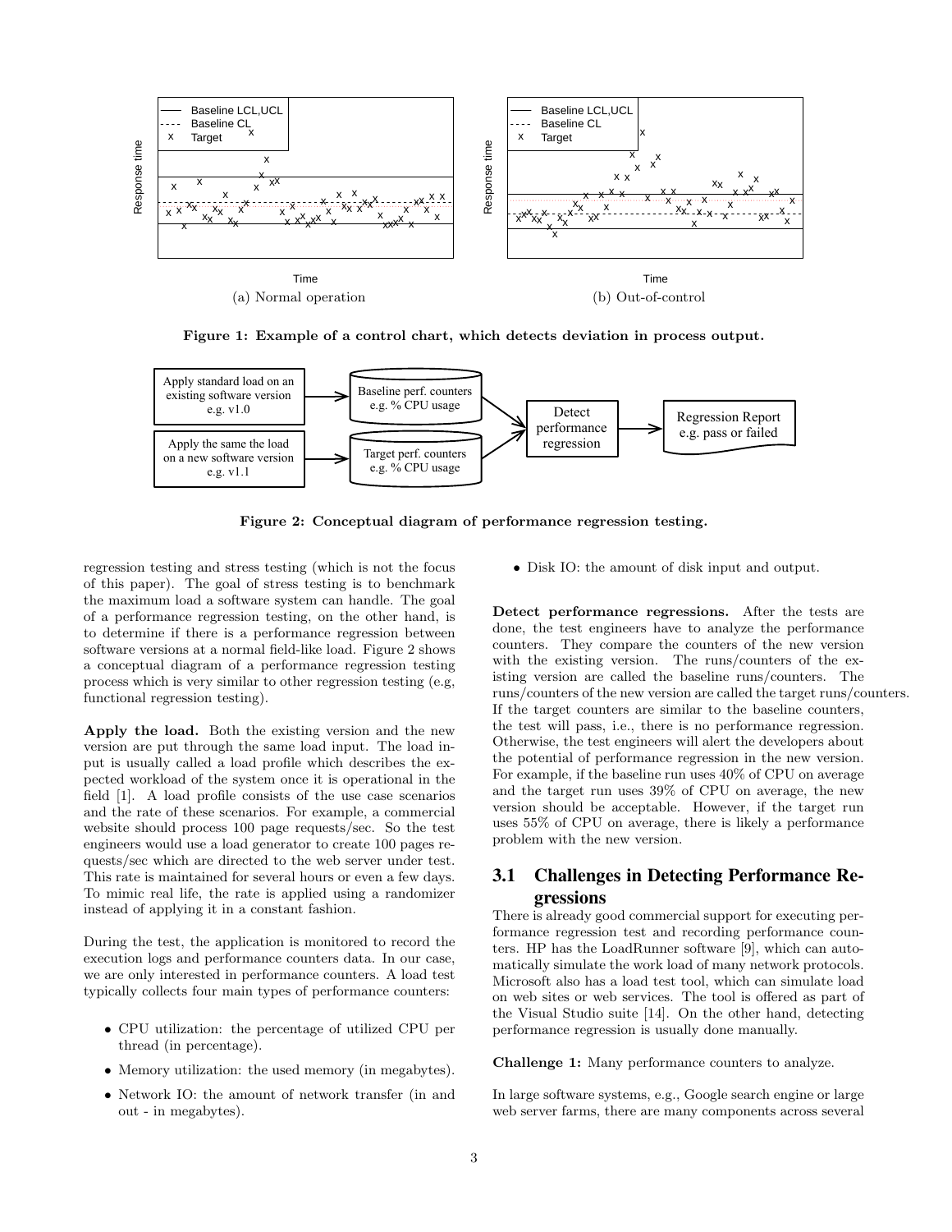Figure 1: Example of a control chart, which detects deviation in process output.

Figure 2: Conceptual diagram of performance regression testing.

regression testing and stress testing (which is not the focus of this paper). The goal of stress testing is to benchmark the maximum load a software system can handle. The goal of a performance regression testing, on the other hand, is to determine if there is a performance regression between software versions at a normal field-like load. Figure 2 shows a conceptual diagram of a performance regression testing process which is very similar to other regression testing (e.g, functional regression testing).

**Apply the load.** Both the existing version and the new version are put through the same load input. The load input is usually called a load profile which describes the expected workload of the system once it is operational in the field [1]. A load profile consists of the use case scenarios and the rate of these scenarios. For example, a commercial website should process 100 page requests/sec. So the test engineers would use a load generator to create 100 pages requests/sec which are directed to the web server under test. This rate is maintained for several hours or even a few days. To mimic real life, the rate is applied using a randomizer instead of applying it in a constant fashion.

During the test, the application is monitored to record the execution logs and performance counters data. In our case, we are only interested in performance counters. A load test typically collects four main types of performance counters:

- CPU utilization: the percentage of utilized CPU per thread (in percentage).
- Memory utilization: the used memory (in megabytes).
- Network IO: the amount of network transfer (in and out - in megabytes).
- Disk IO: the amount of disk input and output.

**Detect performance regressions.** After the tests are done, the test engineers have to analyze the performance counters. They compare the counters of the new version with the existing version. The runs/counters of the existing version are called the baseline runs/counters. The runs/counters of the new version are called the target runs/counters. If the target counters are similar to the baseline counters, the test will pass, i.e., there is no performance regression. Otherwise, the test engineers will alert the developers about the potential of performance regression in the new version. For example, if the baseline run uses 40% of CPU on average and the target run uses 39% of CPU on average, the new version should be acceptable. However, if the target run uses 55% of CPU on average, there is likely a performance problem with the new version.

## 3.1 Challenges in Detecting Performance Regressions

There is already good commercial support for executing performance regression test and recording performance counters. HP has the LoadRunner software [9], which can automatically simulate the work load of many network protocols. Microsoft also has a load test tool, which can simulate load on web sites or web services. The tool is offered as part of the Visual Studio suite [14]. On the other hand, detecting performance regression is usually done manually.

**Challenge 1:** Many performance counters to analyze.

In large software systems, e.g., Google search engine or large web server farms, there are many components across several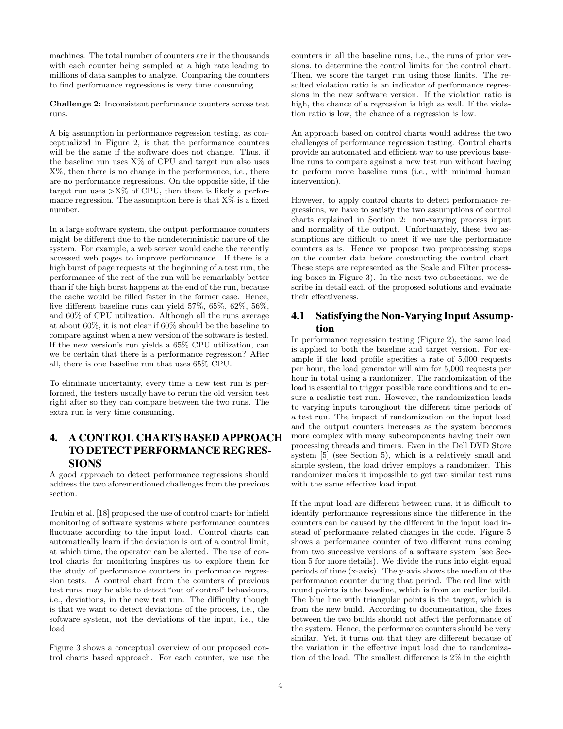machines. The total number of counters are in the thousands with each counter being sampled at a high rate leading to millions of data samples to analyze. Comparing the counters to find performance regressions is very time consuming.

**Challenge 2:** Inconsistent performance counters across test runs.

A big assumption in performance regression testing, as conceptualized in Figure 2, is that the performance counters will be the same if the software does not change. Thus, if the baseline run uses X% of CPU and target run also uses X%, then there is no change in the performance, i.e., there are no performance regressions. On the opposite side, if the target run uses >X% of CPU, then there is likely a performance regression. The assumption here is that X% is a fixed number.

In a large software system, the output performance counters might be different due to the nondeterministic nature of the system. For example, a web server would cache the recently accessed web pages to improve performance. If there is a high burst of page requests at the beginning of a test run, the performance of the rest of the run will be remarkably better than if the high burst happens at the end of the run, because the cache would be filled faster in the former case. Hence, five different baseline runs can yield 57%, 65%, 62%, 56%, and 60% of CPU utilization. Although all the runs average at about 60%, it is not clear if 60% should be the baseline to compare against when a new version of the software is tested. If the new version's run yields a 65% CPU utilization, can we be certain that there is a performance regression? After all, there is one baseline run that uses 65% CPU.

To eliminate uncertainty, every time a new test run is performed, the testers usually have to rerun the old version test right after so they can compare between the two runs. The extra run is very time consuming.

# 4. A CONTROL CHARTS BASED APPROACH TO DETECT PERFORMANCE REGRESSIONS

A good approach to detect performance regressions should address the two aforementioned challenges from the previous section.

Trubin et al. [18] proposed the use of control charts for infield monitoring of software systems where performance counters fluctuate according to the input load. Control charts can automatically learn if the deviation is out of a control limit, at which time, the operator can be alerted. The use of control charts for monitoring inspires us to explore them for the study of performance counters in performance regression tests. A control chart from the counters of previous test runs, may be able to detect "out of control" behaviours, i.e., deviations, in the new test run. The difficulty though is that we want to detect deviations of the process, i.e., the software system, not the deviations of the input, i.e., the load.

Figure 3 shows a conceptual overview of our proposed control charts based approach. For each counter, we use the counters in all the baseline runs, i.e., the runs of prior versions, to determine the control limits for the control chart. Then, we score the target run using those limits. The resulted violation ratio is an indicator of performance regressions in the new software version. If the violation ratio is high, the chance of a regression is high as well. If the violation ratio is low, the chance of a regression is low.

An approach based on control charts would address the two challenges of performance regression testing. Control charts provide an automated and efficient way to use previous baseline runs to compare against a new test run without having to perform more baseline runs (i.e., with minimal human intervention).

However, to apply control charts to detect performance regressions, we have to satisfy the two assumptions of control charts explained in Section 2: non-varying process input and normality of the output. Unfortunately, these two assumptions are difficult to meet if we use the performance counters as is. Hence we propose two preprocessing steps on the counter data before constructing the control chart. These steps are represented as the Scale and Filter processing boxes in Figure 3). In the next two subsections, we describe in detail each of the proposed solutions and evaluate their effectiveness.

## 4.1 Satisfying the Non-Varying Input Assumption

In performance regression testing (Figure 2), the same load is applied to both the baseline and target version. For example if the load profile specifies a rate of 5,000 requests per hour, the load generator will aim for 5,000 requests per hour in total using a randomizer. The randomization of the load is essential to trigger possible race conditions and to ensure a realistic test run. However, the randomization leads to varying inputs throughout the different time periods of a test run. The impact of randomization on the input load and the output counters increases as the system becomes more complex with many subcomponents having their own processing threads and timers. Even in the Dell DVD Store system [5] (see Section 5), which is a relatively small and simple system, the load driver employs a randomizer. This randomizer makes it impossible to get two similar test runs with the same effective load input.

If the input load are different between runs, it is difficult to identify performance regressions since the difference in the counters can be caused by the different in the input load instead of performance related changes in the code. Figure 5 shows a performance counter of two different runs coming from two successive versions of a software system (see Section 5 for more details). We divide the runs into eight equal periods of time (x-axis). The y-axis shows the median of the performance counter during that period. The red line with round points is the baseline, which is from an earlier build. The blue line with triangular points is the target, which is from the new build. According to documentation, the fixes between the two builds should not affect the performance of the system. Hence, the performance counters should be very similar. Yet, it turns out that they are different because of the variation in the effective input load due to randomization of the load. The smallest difference is 2% in the eighth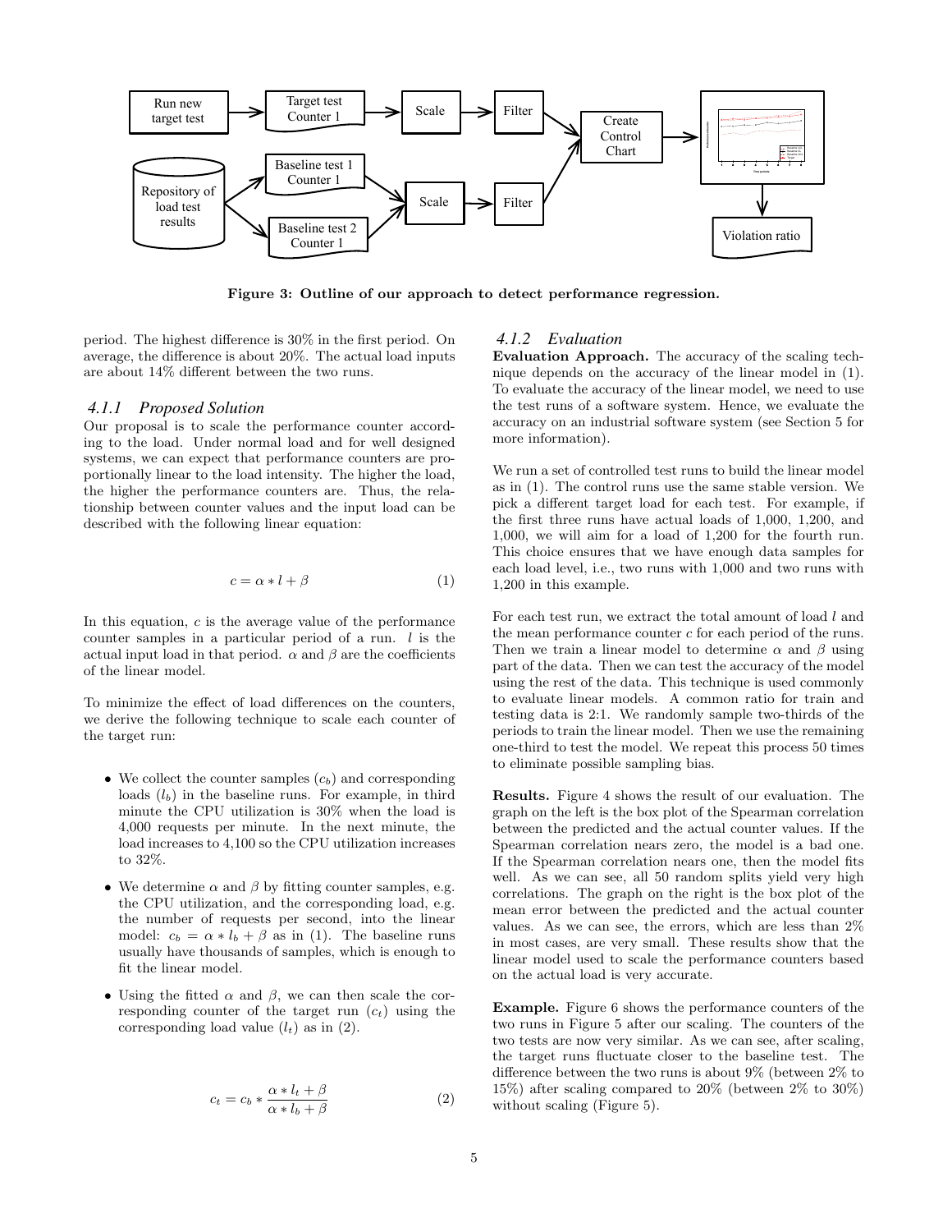Figure 3: Outline of our approach to detect performance regression.

period. The highest difference is 30% in the first period. On average, the difference is about 20%. The actual load inputs are about 14% different between the two runs.

### 4.1.1 Proposed Solution

Our proposal is to scale the performance counter according to the load. Under normal load and for well designed systems, we can expect that performance counters are proportionally linear to the load intensity. The higher the load, the higher the performance counters are. Thus, the relationship between counter values and the input load can be described with the following linear equation:

$$c = \alpha * l + \beta \tag{1}$$

In this equation, $c$ is the average value of the performance counter samples in a particular period of a run. $l$ is the actual input load in that period. $\alpha$ and $\beta$ are the coefficients of the linear model.

To minimize the effect of load differences on the counters, we derive the following technique to scale each counter of the target run:

- We collect the counter samples ($c_b$) and corresponding loads ($l_b$) in the baseline runs. For example, in third minute the CPU utilization is 30% when the load is 4,000 requests per minute. In the next minute, the load increases to 4,100 so the CPU utilization increases to 32%.
- We determine $\alpha$ and $\beta$ by fitting counter samples, e.g. the CPU utilization, and the corresponding load, e.g. the number of requests per second, into the linear model: $c_b = \alpha * l_b + \beta$ as in (1). The baseline runs usually have thousands of samples, which is enough to fit the linear model.
- Using the fitted $\alpha$ and $\beta$, we can then scale the corresponding counter of the target run ($c_t$) using the corresponding load value ($l_t$) as in (2).

$$c_t = c_b * \frac{\alpha * l_t + \beta}{\alpha * l_b + \beta} \tag{2}$$

### 4.1.2 Evaluation

**Evaluation Approach.** The accuracy of the scaling technique depends on the accuracy of the linear model in (1). To evaluate the accuracy of the linear model, we need to use the test runs of a software system. Hence, we evaluate the accuracy on an industrial software system (see Section 5 for more information).

We run a set of controlled test runs to build the linear model as in (1). The control runs use the same stable version. We pick a different target load for each test. For example, if the first three runs have actual loads of 1,000, 1,200, and 1,000, we will aim for a load of 1,200 for the fourth run. This choice ensures that we have enough data samples for each load level, i.e., two runs with 1,000 and two runs with 1,200 in this example.

For each test run, we extract the total amount of load $l$ and the mean performance counter $c$ for each period of the runs. Then we train a linear model to determine $\alpha$ and $\beta$ using part of the data. Then we can test the accuracy of the model using the rest of the data. This technique is used commonly to evaluate linear models. A common ratio for train and testing data is 2:1. We randomly sample two-thirds of the periods to train the linear model. Then we use the remaining one-third to test the model. We repeat this process 50 times to eliminate possible sampling bias.

**Results.** Figure 4 shows the result of our evaluation. The graph on the left is the box plot of the Spearman correlation between the predicted and the actual counter values. If the Spearman correlation nears zero, the model is a bad one. If the Spearman correlation nears one, then the model fits well. As we can see, all 50 random splits yield very high correlations. The graph on the right is the box plot of the mean error between the predicted and the actual counter values. As we can see, the errors, which are less than 2% in most cases, are very small. These results show that the linear model used to scale the performance counters based on the actual load is very accurate.

**Example.** Figure 6 shows the performance counters of the two runs in Figure 5 after our scaling. The counters of the two tests are now very similar. As we can see, after scaling, the target runs fluctuate closer to the baseline test. The difference between the two runs is about 9% (between 2% to 15%) after scaling compared to 20% (between 2% to 30%) without scaling (Figure 5).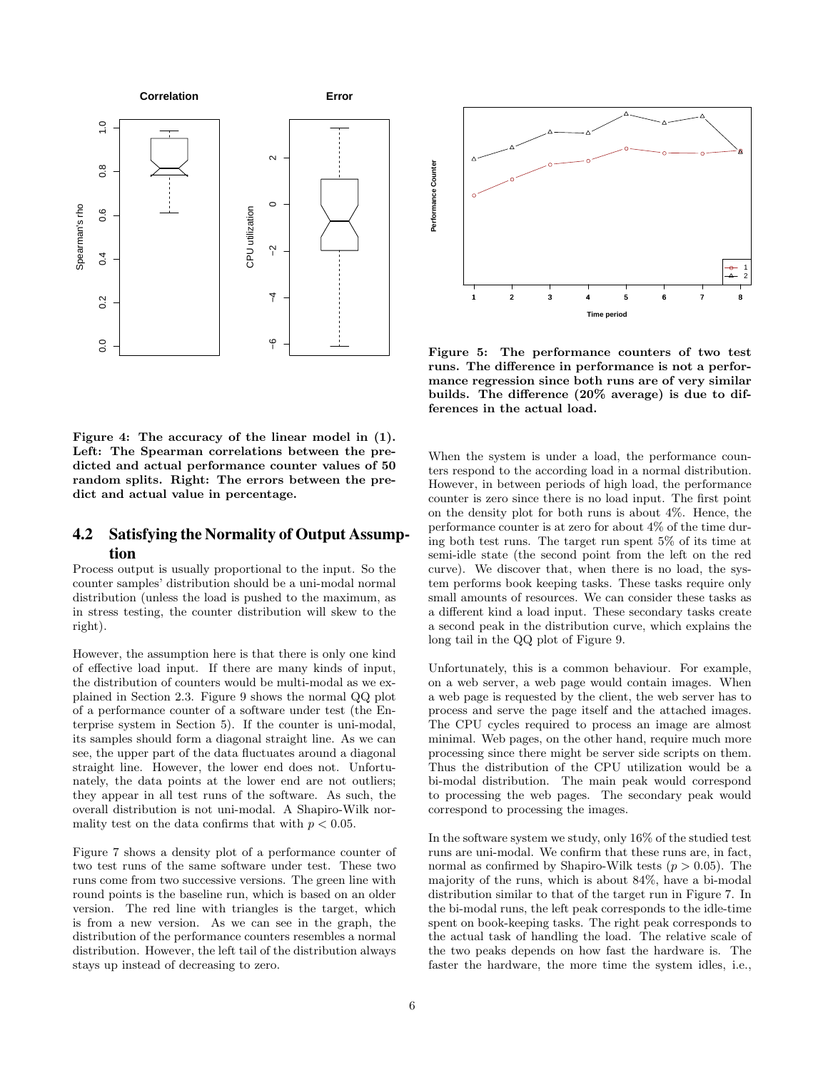Figure 4: The accuracy of the linear model in (1). Left: The Spearman correlations between the predicted and actual performance counter values of 50 random splits. Right: The errors between the predict and actual value in percentage.

Figure 5: The performance counters of two test runs. The difference in performance is not a performance regression since both runs are of very similar builds. The difference (20% average) is due to differences in the actual load.

## 4.2 Satisfying the Normality of Output Assumption

Process output is usually proportional to the input. So the counter samples' distribution should be a uni-modal normal distribution (unless the load is pushed to the maximum, as in stress testing, the counter distribution will skew to the right).

However, the assumption here is that there is only one kind of effective load input. If there are many kinds of input, the distribution of counters would be multi-modal as we explained in Section 2.3. Figure 9 shows the normal QQ plot of a performance counter of a software under test (the Enterprise system in Section 5). If the counter is uni-modal, its samples should form a diagonal straight line. As we can see, the upper part of the data fluctuates around a diagonal straight line. However, the lower end does not. Unfortunately, the data points at the lower end are not outliers; they appear in all test runs of the software. As such, the overall distribution is not uni-modal. A Shapiro-Wilk normality test on the data confirms that with $p < 0.05$.

Figure 7 shows a density plot of a performance counter of two test runs of the same software under test. These two runs come from two successive versions. The green line with round points is the baseline run, which is based on an older version. The red line with triangles is the target, which is from a new version. As we can see in the graph, the distribution of the performance counters resembles a normal distribution. However, the left tail of the distribution always stays up instead of decreasing to zero.

When the system is under a load, the performance counters respond to the according load in a normal distribution. However, in between periods of high load, the performance counter is zero since there is no load input. The first point on the density plot for both runs is about 4%. Hence, the performance counter is at zero for about 4% of the time during both test runs. The target run spent 5% of its time at semi-idle state (the second point from the left on the red curve). We discover that, when there is no load, the system performs book keeping tasks. These tasks require only small amounts of resources. We can consider these tasks as a different kind a load input. These secondary tasks create a second peak in the distribution curve, which explains the long tail in the QQ plot of Figure 9.

Unfortunately, this is a common behaviour. For example, on a web server, a web page would contain images. When a web page is requested by the client, the web server has to process and serve the page itself and the attached images. The CPU cycles required to process an image are almost minimal. Web pages, on the other hand, require much more processing since there might be server side scripts on them. Thus the distribution of the CPU utilization would be a bi-modal distribution. The main peak would correspond to processing the web pages. The secondary peak would correspond to processing the images.

In the software system we study, only 16% of the studied test runs are uni-modal. We confirm that these runs are, in fact, normal as confirmed by Shapiro-Wilk tests ($p > 0.05$). The majority of the runs, which is about 84%, have a bi-modal distribution similar to that of the target run in Figure 7. In the bi-modal runs, the left peak corresponds to the idle-time spent on book-keeping tasks. The right peak corresponds to the actual task of handling the load. The relative scale of the two peaks depends on how fast the hardware is. The faster the hardware, the more time the system idles, i.e.,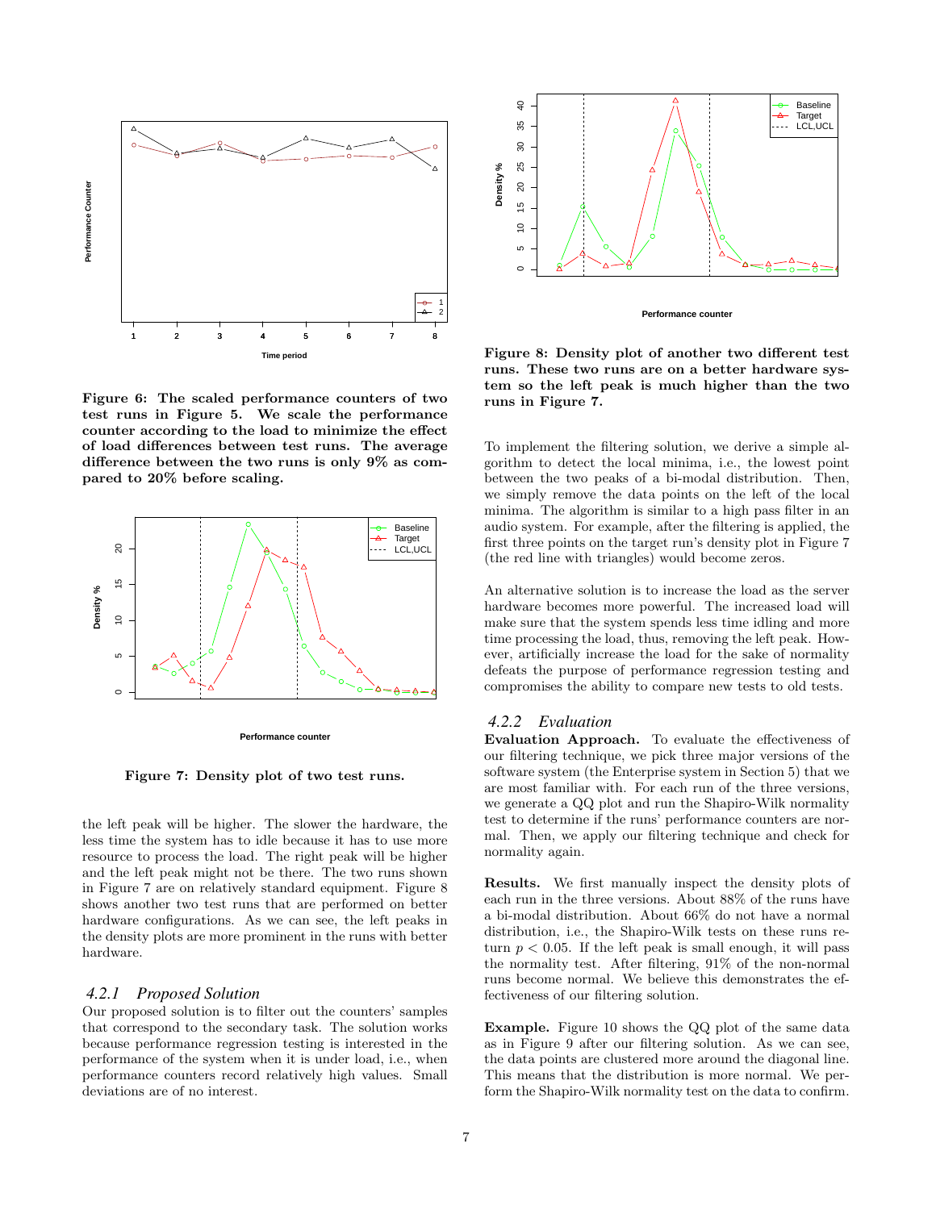Figure 6: The scaled performance counters of two test runs in Figure 5. We scale the performance counter according to the load to minimize the effect of load differences between test runs. The average difference between the two runs is only 9% as compared to 20% before scaling.

**Figure 7: Density plot of two test runs.**

the left peak will be higher. The slower the hardware, the less time the system has to idle because it has to use more resource to process the load. The right peak will be higher and the left peak might not be there. The two runs shown in Figure 7 are on relatively standard equipment. Figure 8 shows another two test runs that are performed on better hardware configurations. As we can see, the left peaks in the density plots are more prominent in the runs with better hardware.

### *4.2.1 Proposed Solution*

Our proposed solution is to filter out the counters' samples that correspond to the secondary task. The solution works because performance regression testing is interested in the performance of the system when it is under load, i.e., when performance counters record relatively high values. Small deviations are of no interest.

**Figure 8: Density plot of another two different test runs. These two runs are on a better hardware system so the left peak is much higher than the two runs in Figure 7.**

To implement the filtering solution, we derive a simple algorithm to detect the local minima, i.e., the lowest point between the two peaks of a bi-modal distribution. Then, we simply remove the data points on the left of the local minima. The algorithm is similar to a high pass filter in an audio system. For example, after the filtering is applied, the first three points on the target run's density plot in Figure 7 (the red line with triangles) would become zeros.

An alternative solution is to increase the load as the server hardware becomes more powerful. The increased load will make sure that the system spends less time idling and more time processing the load, thus, removing the left peak. However, artificially increase the load for the sake of normality defeats the purpose of performance regression testing and compromises the ability to compare new tests to old tests.

### *4.2.2 Evaluation*

**Evaluation Approach.** To evaluate the effectiveness of our filtering technique, we pick three major versions of the software system (the Enterprise system in Section 5) that we are most familiar with. For each run of the three versions, we generate a QQ plot and run the Shapiro-Wilk normality test to determine if the runs' performance counters are normal. Then, we apply our filtering technique and check for normality again.

**Results.** We first manually inspect the density plots of each run in the three versions. About 88% of the runs have a bi-modal distribution. About 66% do not have a normal distribution, i.e., the Shapiro-Wilk tests on these runs return $p < 0.05$. If the left peak is small enough, it will pass the normality test. After filtering, 91% of the non-normal runs become normal. We believe this demonstrates the effectiveness of our filtering solution.

**Example.** Figure 10 shows the QQ plot of the same data as in Figure 9 after our filtering solution. As we can see, the data points are clustered more around the diagonal line. This means that the distribution is more normal. We perform the Shapiro-Wilk normality test on the data to confirm.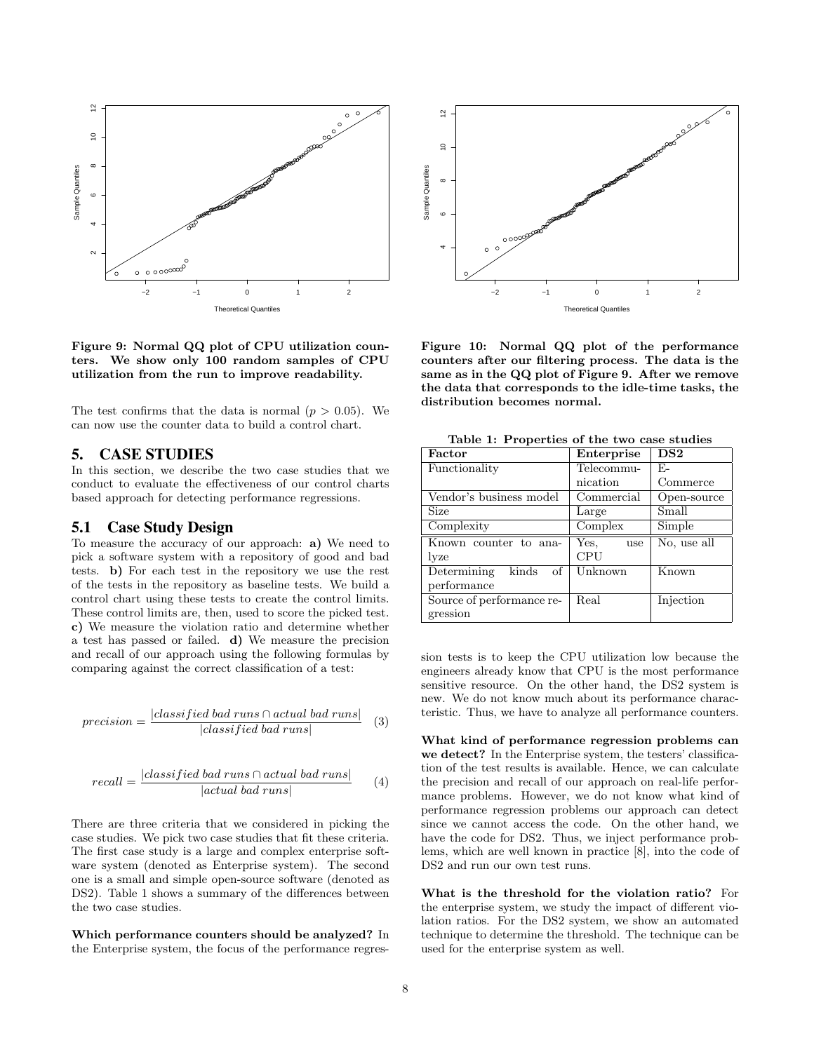Figure 9: Normal QQ plot of CPU utilization counters. We show only 100 random samples of CPU utilization from the run to improve readability.

Figure 10: Normal QQ plot of the performance counters after our filtering process. The data is the same as in the QQ plot of Figure 9. After we remove the data that corresponds to the idle-time tasks, the distribution becomes normal.

The test confirms that the data is normal ($p > 0.05$). We can now use the counter data to build a control chart.

# 5. CASE STUDIES

In this section, we describe the two case studies that we conduct to evaluate the effectiveness of our control charts based approach for detecting performance regressions.

## 5.1 Case Study Design

To measure the accuracy of our approach: **a)** We need to pick a software system with a repository of good and bad tests. **b)** For each test in the repository we use the rest of the tests in the repository as baseline tests. We build a control chart using these tests to create the control limits. These control limits are, then, used to score the picked test. **c)** We measure the violation ratio and determine whether a test has passed or failed. **d)** We measure the precision and recall of our approach using the following formulas by comparing against the correct classification of a test:

$$precision = \frac{|classified\ bad\ runs \cap actual\ bad\ runs|}{|classified\ bad\ runs|} \quad (3)$$

$$recall = \frac{|classified\ bad\ runs \cap actual\ bad\ runs|}{|actual\ bad\ runs|} \quad (4)$$

There are three criteria that we considered in picking the case studies. We pick two case studies that fit these criteria. The first case study is a large and complex enterprise software system (denoted as Enterprise system). The second one is a small and simple open-source software (denoted as DS2). Table 1 shows a summary of the differences between the two case studies.

Table 1: Properties of the two case studies

| Factor | Enterprise | DS2 |
|---|---|---|
| Functionality | Telecommunication | E-Commerce |
| Vendor's business model | Commercial | Open-source |
| Size | Large | Small |
| Complexity | Complex | Simple |
| Known counter to analyze | Yes, use CPU | No, use all |
| Determining kinds of performance | Unknown | Known |
| Source of performance regression | Real | Injection |

**Which performance counters should be analyzed?** In the Enterprise system, the focus of the performance regression tests is to keep the CPU utilization low because the engineers already know that CPU is the most performance sensitive resource. On the other hand, the DS2 system is new. We do not know much about its performance characteristic. Thus, we have to analyze all performance counters.

**What kind of performance regression problems can we detect?** In the Enterprise system, the testers' classification of the test results is available. Hence, we can calculate the precision and recall of our approach on real-life performance problems. However, we do not know what kind of performance regression problems our approach can detect since we cannot access the code. On the other hand, we have the code for DS2. Thus, we inject performance problems, which are well known in practice [8], into the code of DS2 and run our own test runs.

**What is the threshold for the violation ratio?** For the enterprise system, we study the impact of different violation ratios. For the DS2 system, we show an automated technique to determine the threshold. The technique can be used for the enterprise system as well.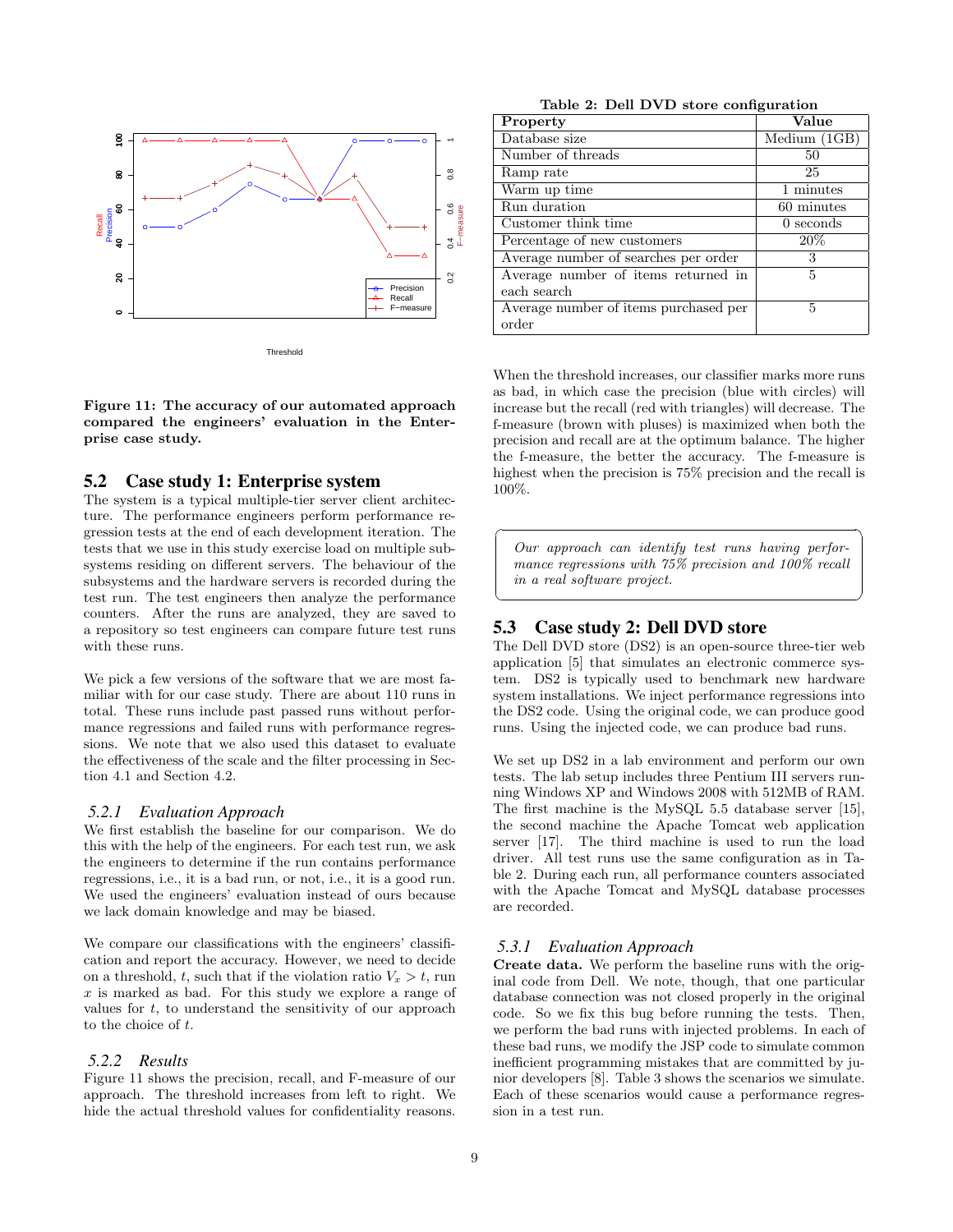Figure 11: The accuracy of our automated approach compared the engineers' evaluation in the Enterprise case study.

## 5.2 Case study 1: Enterprise system

The system is a typical multiple-tier server client architecture. The performance engineers perform performance regression tests at the end of each development iteration. The tests that we use in this study exercise load on multiple subsystems residing on different servers. The behaviour of the subsystems and the hardware servers is recorded during the test run. The test engineers then analyze the performance counters. After the runs are analyzed, they are saved to a repository so test engineers can compare future test runs with these runs.

We pick a few versions of the software that we are most familiar with for our case study. There are about 110 runs in total. These runs include past passed runs without performance regressions and failed runs with performance regressions. We note that we also used this dataset to evaluate the effectiveness of the scale and the filter processing in Section 4.1 and Section 4.2.

### 5.2.1 Evaluation Approach

We first establish the baseline for our comparison. We do this with the help of the engineers. For each test run, we ask the engineers to determine if the run contains performance regressions, i.e., it is a bad run, or not, i.e., it is a good run. We used the engineers' evaluation instead of ours because we lack domain knowledge and may be biased.

We compare our classifications with the engineers' classification and report the accuracy. However, we need to decide on a threshold, $t$, such that if the violation ratio $V_x > t$, run $x$ is marked as bad. For this study we explore a range of values for $t$, to understand the sensitivity of our approach to the choice of $t$.

### 5.2.2 Results

Figure 11 shows the precision, recall, and F-measure of our approach. The threshold increases from left to right. We hide the actual threshold values for confidentiality reasons. When the threshold increases, our classifier marks more runs as bad, in which case the precision (blue with circles) will increase but the recall (red with triangles) will decrease. The f-measure (brown with pluses) is maximized when both the precision and recall are at the optimum balance. The higher the f-measure, the better the accuracy. The f-measure is highest when the precision is 75% precision and the recall is 100%.

> *Our approach can identify test runs having performance regressions with 75% precision and 100% recall in a real software project.*

## 5.3 Case study 2: Dell DVD store

The Dell DVD store (DS2) is an open-source three-tier web application [5] that simulates an electronic commerce system. DS2 is typically used to benchmark new hardware system installations. We inject performance regressions into the DS2 code. Using the original code, we can produce good runs. Using the injected code, we can produce bad runs.

We set up DS2 in a lab environment and perform our own tests. The lab setup includes three Pentium III servers running Windows XP and Windows 2008 with 512MB of RAM. The first machine is the MySQL 5.5 database server [15], the second machine the Apache Tomcat web application server [17]. The third machine is used to run the load driver. All test runs use the same configuration as in Table 2. During each run, all performance counters associated with the Apache Tomcat and MySQL database processes are recorded.

**Table 2: Dell DVD store configuration**

| Property | Value |
|---|---|
| Database size | Medium (1GB) |
| Number of threads | 50 |
| Ramp rate | 25 |
| Warm up time | 1 minutes |
| Run duration | 60 minutes |
| Customer think time | 0 seconds |
| Percentage of new customers | 20% |
| Average number of searches per order | 3 |
| Average number of items returned in each search | 5 |
| Average number of items purchased per order | 5 |

### 5.3.1 Evaluation Approach

**Create data.** We perform the baseline runs with the original code from Dell. We note, though, that one particular database connection was not closed properly in the original code. So we fix this bug before running the tests. Then, we perform the bad runs with injected problems. In each of these bad runs, we modify the JSP code to simulate common inefficient programming mistakes that are committed by junior developers [8]. Table 3 shows the scenarios we simulate. Each of these scenarios would cause a performance regression in a test run.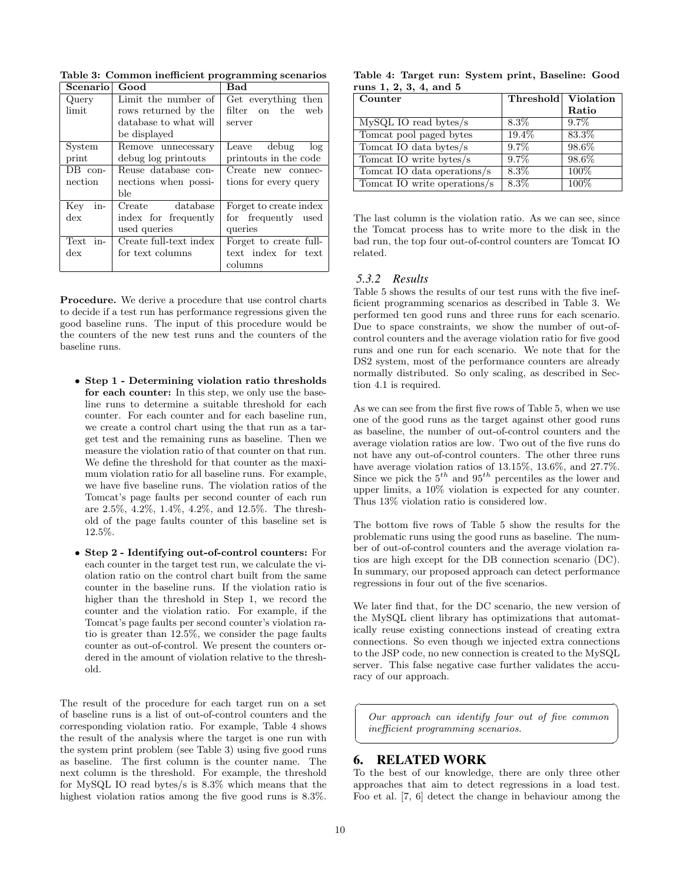**Table 3: Common inefficient programming scenarios**

| Scenario | Good | Bad |
|---|---|---|
| Query limit | Limit the number of rows returned by the database to what will be displayed | Get everything then filter on the web server |
| System print | Remove unnecessary debug log printouts | Leave debug log printouts in the code |
| DB connection | Reuse database connections when possible | Create new connections for every query |
| Key index | Create database index for frequently used queries | Forget to create index for frequently used queries |
| Text index | Create full-text index for text columns | Forget to create full-text index for text columns |

**Procedure.** We derive a procedure that use control charts to decide if a test run has performance regressions given the good baseline runs. The input of this procedure would be the counters of the new test runs and the counters of the baseline runs.

- **Step 1 - Determining violation ratio thresholds for each counter:** In this step, we only use the baseline runs to determine a suitable threshold for each counter. For each counter and for each baseline run, we create a control chart using the that run as a target test and the remaining runs as baseline. Then we measure the violation ratio of that counter on that run. We define the threshold for that counter as the maximum violation ratio for all baseline runs. For example, we have five baseline runs. The violation ratios of the Tomcat's page faults per second counter of each run are 2.5%, 4.2%, 1.4%, 4.2%, and 12.5%. The threshold of the page faults counter of this baseline set is 12.5%.
- **Step 2 - Identifying out-of-control counters:** For each counter in the target test run, we calculate the violation ratio on the control chart built from the same counter in the baseline runs. If the violation ratio is higher than the threshold in Step 1, we record the counter and the violation ratio. For example, if the Tomcat's page faults per second counter's violation ratio is greater than 12.5%, we consider the page faults counter as out-of-control. We present the counters ordered in the amount of violation relative to the threshold.

The result of the procedure for each target run on a set of baseline runs is a list of out-of-control counters and the corresponding violation ratio. For example, Table 4 shows the result of the analysis where the target is one run with the system print problem (see Table 3) using five good runs as baseline. The first column is the counter name. The next column is the threshold. For example, the threshold for MySQL IO read bytes/s is 8.3% which means that the highest violation ratios among the five good runs is 8.3%.

**Table 4: Target run: System print, Baseline: Good runs 1, 2, 3, 4, and 5**

| Counter | Threshold | Violation Ratio |
|---|---|---|
| MySQL IO read bytes/s | 8.3% | 9.7% |
| Tomcat pool paged bytes | 19.4% | 83.3% |
| Tomcat IO data bytes/s | 9.7% | 98.6% |
| Tomcat IO write bytes/s | 9.7% | 98.6% |
| Tomcat IO data operations/s | 8.3% | 100% |
| Tomcat IO write operations/s | 8.3% | 100% |

The last column is the violation ratio. As we can see, since the Tomcat process has to write more to the disk in the bad run, the top four out-of-control counters are Tomcat IO related.

### 5.3.2 Results

Table 5 shows the results of our test runs with the five inefficient programming scenarios as described in Table 3. We performed ten good runs and three runs for each scenario. Due to space constraints, we show the number of out-of-control counters and the average violation ratio for five good runs and one run for each scenario. We note that for the DS2 system, most of the performance counters are already normally distributed. So only scaling, as described in Section 4.1 is required.

As we can see from the first five rows of Table 5, when we use one of the good runs as the target against other good runs as baseline, the number of out-of-control counters and the average violation ratios are low. Two out of the five runs do not have any out-of-control counters. The other three runs have average violation ratios of 13.15%, 13.6%, and 27.7%. Since we pick the $5^{th}$ and $95^{th}$ percentiles as the lower and upper limits, a 10% violation is expected for any counter. Thus 13% violation ratio is considered low.

The bottom five rows of Table 5 show the results for the problematic runs using the good runs as baseline. The number of out-of-control counters and the average violation ratios are high except for the DB connection scenario (DC). In summary, our proposed approach can detect performance regressions in four out of the five scenarios.

We later find that, for the DC scenario, the new version of the MySQL client library has optimizations that automatically reuse existing connections instead of creating extra connections. So even though we injected extra connections to the JSP code, no new connection is created to the MySQL server. This false negative case further validates the accuracy of our approach.

> *Our approach can identify four out of five common inefficient programming scenarios.*

## 6. RELATED WORK

To the best of our knowledge, there are only three other approaches that aim to detect regressions in a load test. Foo et al. [7, 6] detect the change in behaviour among the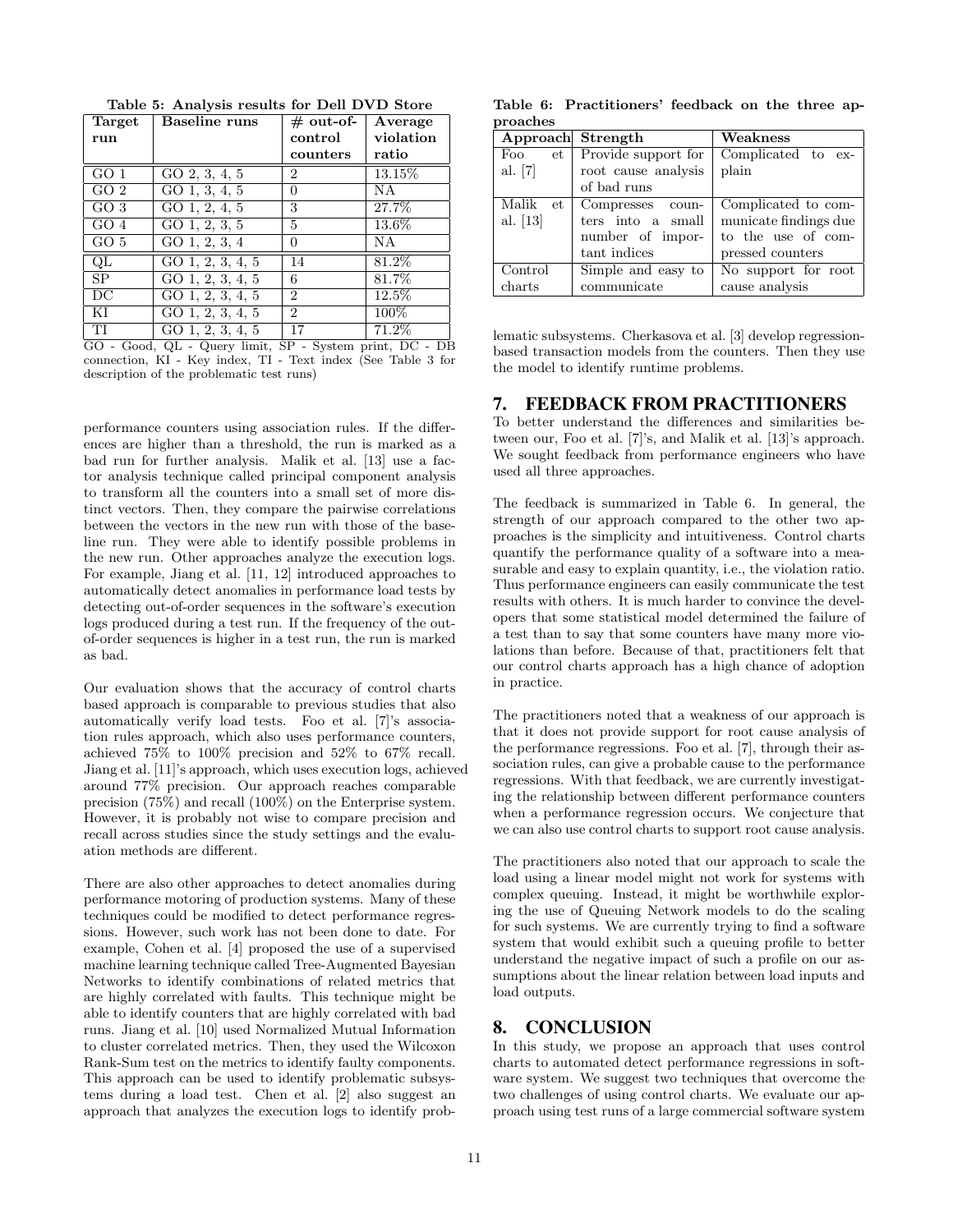Table 5: Analysis results for Dell DVD Store

| Target run | Baseline runs | # out-of-control counters | Average violation ratio |
|---|---|---|---|
| GO 1 | GO 2, 3, 4, 5 | 2 | 13.15% |
| GO 2 | GO 1, 3, 4, 5 | 0 | NA |
| GO 3 | GO 1, 2, 4, 5 | 3 | 27.7% |
| GO 4 | GO 1, 2, 3, 5 | 5 | 13.6% |
| GO 5 | GO 1, 2, 3, 4 | 0 | NA |
| QL | GO 1, 2, 3, 4, 5 | 14 | 81.2% |
| SP | GO 1, 2, 3, 4, 5 | 6 | 81.7% |
| DC | GO 1, 2, 3, 4, 5 | 2 | 12.5% |
| KI | GO 1, 2, 3, 4, 5 | 2 | 100% |
| TI | GO 1, 2, 3, 4, 5 | 17 | 71.2% |

GO - Good, QL - Query limit, SP - System print, DC - DB connection, KI - Key index, TI - Text index (See Table 3 for description of the problematic test runs)

performance counters using association rules. If the differences are higher than a threshold, the run is marked as a bad run for further analysis. Malik et al. [13] use a factor analysis technique called principal component analysis to transform all the counters into a small set of more distinct vectors. Then, they compare the pairwise correlations between the vectors in the new run with those of the baseline run. They were able to identify possible problems in the new run. Other approaches analyze the execution logs. For example, Jiang et al. [11, 12] introduced approaches to automatically detect anomalies in performance load tests by detecting out-of-order sequences in the software's execution logs produced during a test run. If the frequency of the out-of-order sequences is higher in a test run, the run is marked as bad.

Our evaluation shows that the accuracy of control charts based approach is comparable to previous studies that also automatically verify load tests. Foo et al. [7]'s association rules approach, which also uses performance counters, achieved 75% to 100% precision and 52% to 67% recall. Jiang et al. [11]'s approach, which uses execution logs, achieved around 77% precision. Our approach reaches comparable precision (75%) and recall (100%) on the Enterprise system. However, it is probably not wise to compare precision and recall across studies since the study settings and the evaluation methods are different.

There are also other approaches to detect anomalies during performance motoring of production systems. Many of these techniques could be modified to detect performance regressions. However, such work has not been done to date. For example, Cohen et al. [4] proposed the use of a supervised machine learning technique called Tree-Augmented Bayesian Networks to identify combinations of related metrics that are highly correlated with faults. This technique might be able to identify counters that are highly correlated with bad runs. Jiang et al. [10] used Normalized Mutual Information to cluster correlated metrics. Then, they used the Wilcoxon Rank-Sum test on the metrics to identify faulty components. This approach can be used to identify problematic subsystems during a load test. Chen et al. [2] also suggest an approach that analyzes the execution logs to identify problematic subsystems. Cherkasova et al. [3] develop regression-based transaction models from the counters. Then they use the model to identify runtime problems.

Table 6: Practitioners' feedback on the three approaches

| Approach | Strength | Weakness |
|---|---|---|
| Foo et al. [7] | Provide support for root cause analysis of bad runs | Complicated to explain |
| Malik et al. [13] | Compresses counters into a small number of important indices | Complicated to communicate findings due to the use of compressed counters |
| Control charts | Simple and easy to communicate | No support for root cause analysis |

## 7. FEEDBACK FROM PRACTITIONERS

To better understand the differences and similarities between our, Foo et al. [7]'s, and Malik et al. [13]'s approach. We sought feedback from performance engineers who have used all three approaches.

The feedback is summarized in Table 6. In general, the strength of our approach compared to the other two approaches is the simplicity and intuitiveness. Control charts quantify the performance quality of a software into a measurable and easy to explain quantity, i.e., the violation ratio. Thus performance engineers can easily communicate the test results with others. It is much harder to convince the developers that some statistical model determined the failure of a test than to say that some counters have many more violations than before. Because of that, practitioners felt that our control charts approach has a high chance of adoption in practice.

The practitioners noted that a weakness of our approach is that it does not provide support for root cause analysis of the performance regressions. Foo et al. [7], through their association rules, can give a probable cause to the performance regressions. With that feedback, we are currently investigating the relationship between different performance counters when a performance regression occurs. We conjecture that we can also use control charts to support root cause analysis.

The practitioners also noted that our approach to scale the load using a linear model might not work for systems with complex queuing. Instead, it might be worthwhile exploring the use of Queuing Network models to do the scaling for such systems. We are currently trying to find a software system that would exhibit such a queuing profile to better understand the negative impact of such a profile on our assumptions about the linear relation between load inputs and load outputs.

## 8. CONCLUSION

In this study, we propose an approach that uses control charts to automated detect performance regressions in software system. We suggest two techniques that overcome the two challenges of using control charts. We evaluate our approach using test runs of a large commercial software system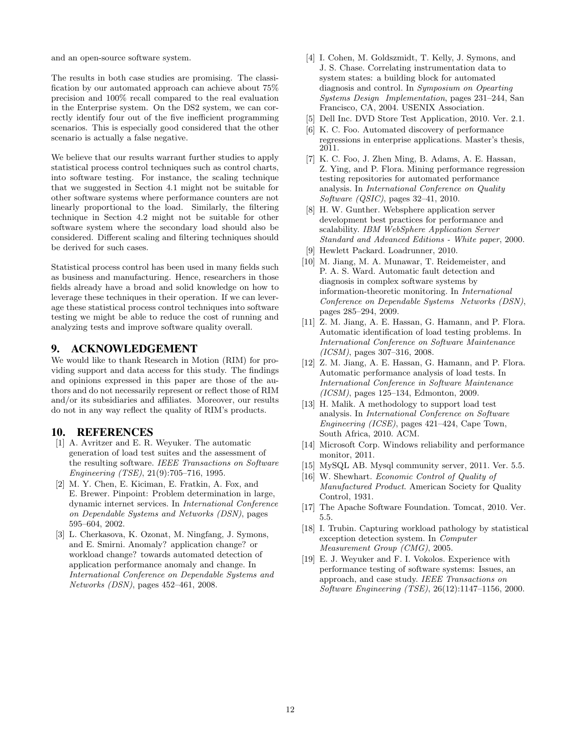and an open-source software system.

The results in both case studies are promising. The classification by our automated approach can achieve about 75% precision and 100% recall compared to the real evaluation in the Enterprise system. On the DS2 system, we can correctly identify four out of the five inefficient programming scenarios. This is especially good considered that the other scenario is actually a false negative.

We believe that our results warrant further studies to apply statistical process control techniques such as control charts, into software testing. For instance, the scaling technique that we suggested in Section 4.1 might not be suitable for other software systems where performance counters are not linearly proportional to the load. Similarly, the filtering technique in Section 4.2 might not be suitable for other software system where the secondary load should also be considered. Different scaling and filtering techniques should be derived for such cases.

Statistical process control has been used in many fields such as business and manufacturing. Hence, researchers in those fields already have a broad and solid knowledge on how to leverage these techniques in their operation. If we can leverage these statistical process control techniques into software testing we might be able to reduce the cost of running and analyzing tests and improve software quality overall.

## 9. ACKNOWLEDGEMENT

We would like to thank Research in Motion (RIM) for providing support and data access for this study. The findings and opinions expressed in this paper are those of the authors and do not necessarily represent or reflect those of RIM and/or its subsidiaries and affiliates. Moreover, our results do not in any way reflect the quality of RIM's products.

## 10. REFERENCES

[1] A. Avritzer and E. R. Weyuker. The automatic generation of load test suites and the assessment of the resulting software. *IEEE Transactions on Software Engineering (TSE)*, 21(9):705–716, 1995.

[2] M. Y. Chen, E. Kiciman, E. Fratkin, A. Fox, and E. Brewer. Pinpoint: Problem determination in large, dynamic internet services. In *International Conference on Dependable Systems and Networks (DSN)*, pages 595–604, 2002.

[3] L. Cherkasova, K. Ozonat, M. Ningfang, J. Symons, and E. Smirni. Anomaly? application change? or workload change? towards automated detection of application performance anomaly and change. In *International Conference on Dependable Systems and Networks (DSN)*, pages 452–461, 2008.

[4] I. Cohen, M. Goldszmidt, T. Kelly, J. Symons, and J. S. Chase. Correlating instrumentation data to system states: a building block for automated diagnosis and control. In *Symposium on Opearting Systems Design Implementation*, pages 231–244, San Francisco, CA, 2004. USENIX Association.

[5] Dell Inc. DVD Store Test Application, 2010. Ver. 2.1.

[6] K. C. Foo. Automated discovery of performance regressions in enterprise applications. Master's thesis, 2011.

[7] K. C. Foo, J. Zhen Ming, B. Adams, A. E. Hassan, Z. Ying, and P. Flora. Mining performance regression testing repositories for automated performance analysis. In *International Conference on Quality Software (QSIC)*, pages 32–41, 2010.

[8] H. W. Gunther. Websphere application server development best practices for performance and scalability. *IBM WebSphere Application Server Standard and Advanced Editions - White paper*, 2000.

[9] Hewlett Packard. Loadrunner, 2010.

[10] M. Jiang, M. A. Munawar, T. Reidemeister, and P. A. S. Ward. Automatic fault detection and diagnosis in complex software systems by information-theoretic monitoring. In *International Conference on Dependable Systems Networks (DSN)*, pages 285–294, 2009.

[11] Z. M. Jiang, A. E. Hassan, G. Hamann, and P. Flora. Automatic identification of load testing problems. In *International Conference on Software Maintenance (ICSM)*, pages 307–316, 2008.

[12] Z. M. Jiang, A. E. Hassan, G. Hamann, and P. Flora. Automatic performance analysis of load tests. In *International Conference in Software Maintenance (ICSM)*, pages 125–134, Edmonton, 2009.

[13] H. Malik. A methodology to support load test analysis. In *International Conference on Software Engineering (ICSE)*, pages 421–424, Cape Town, South Africa, 2010. ACM.

[14] Microsoft Corp. Windows reliability and performance monitor, 2011.

[15] MySQL AB. Mysql community server, 2011. Ver. 5.5.

[16] W. Shewhart. *Economic Control of Quality of Manufactured Product*. American Society for Quality Control, 1931.

[17] The Apache Software Foundation. Tomcat, 2010. Ver. 5.5.

[18] I. Trubin. Capturing workload pathology by statistical exception detection system. In *Computer Measurement Group (CMG)*, 2005.

[19] E. J. Weyuker and F. I. Vokolos. Experience with performance testing of software systems: Issues, an approach, and case study. *IEEE Transactions on Software Engineering (TSE)*, 26(12):1147–1156, 2000.